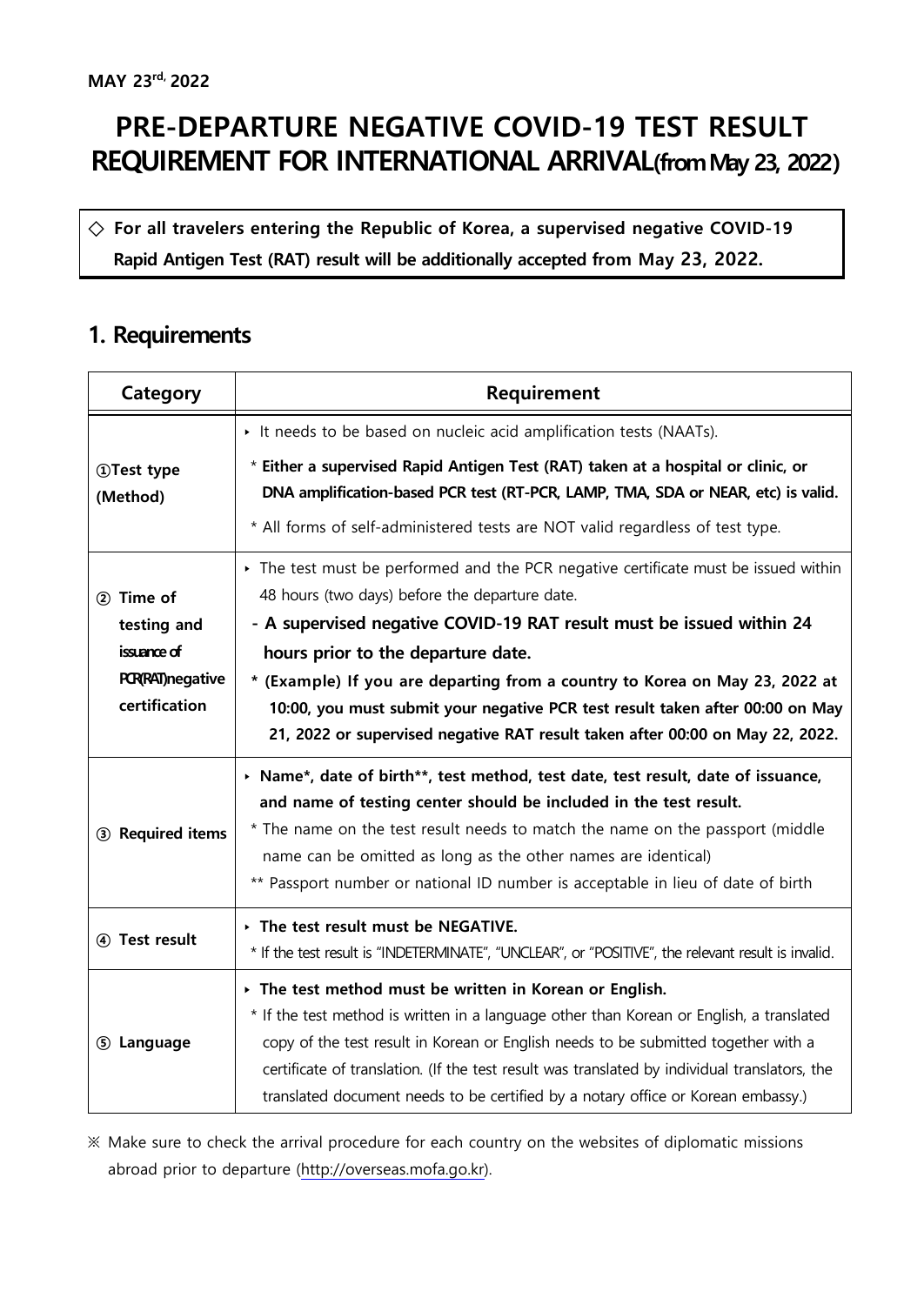**MAY 23rd, 2022**

# PRE-DEPARTURE NEGATIVE COVID-19 TEST RESULT REQUIREMENT FOR INTERNATIONAL ARRIVAL(from May 23, 2022)

◇ **For all travelers entering the Republic of Korea, a supervised negative COVID-19 Rapid Antigen Test (RAT) result will be additionally accepted from May 23, 2022.**

## 1. Requirements

| Category | Requirement |
|---|---|
| ①Test type (Method) | ‣ It needs to be based on nucleic acid amplification tests (NAATs).<br>* **Either a supervised Rapid Antigen Test (RAT) taken at a hospital or clinic, or DNA amplification-based PCR test (RT-PCR, LAMP, TMA, SDA or NEAR, etc) is valid.**<br>* All forms of self-administered tests are NOT valid regardless of test type. |
| ② Time of testing and issuance of PCR(RAT)negative certification | ‣ The test must be performed and the PCR negative certificate must be issued within 48 hours (two days) before the departure date.<br>**- A supervised negative COVID-19 RAT result must be issued within 24 hours prior to the departure date.**<br>**\* (Example) If you are departing from a country to Korea on May 23, 2022 at 10:00, you must submit your negative PCR test result taken after 00:00 on May 21, 2022 or supervised negative RAT result taken after 00:00 on May 22, 2022.** |
| ③ Required items | ‣ **Name\*, date of birth\*\*, test method, test date, test result, date of issuance, and name of testing center should be included in the test result.**<br>* The name on the test result needs to match the name on the passport (middle name can be omitted as long as the other names are identical)<br>** Passport number or national ID number is acceptable in lieu of date of birth |
| ④ Test result | ‣ **The test result must be NEGATIVE.**<br>* If the test result is "INDETERMINATE", "UNCLEAR", or "POSITIVE", the relevant result is invalid. |
| ⑤ Language | ‣ **The test method must be written in Korean or English.**<br>* If the test method is written in a language other than Korean or English, a translated copy of the test result in Korean or English needs to be submitted together with a certificate of translation. (If the test result was translated by individual translators, the translated document needs to be certified by a notary office or Korean embassy.) |

※ Make sure to check the arrival procedure for each country on the websites of diplomatic missions abroad prior to departure (http://overseas.mofa.go.kr).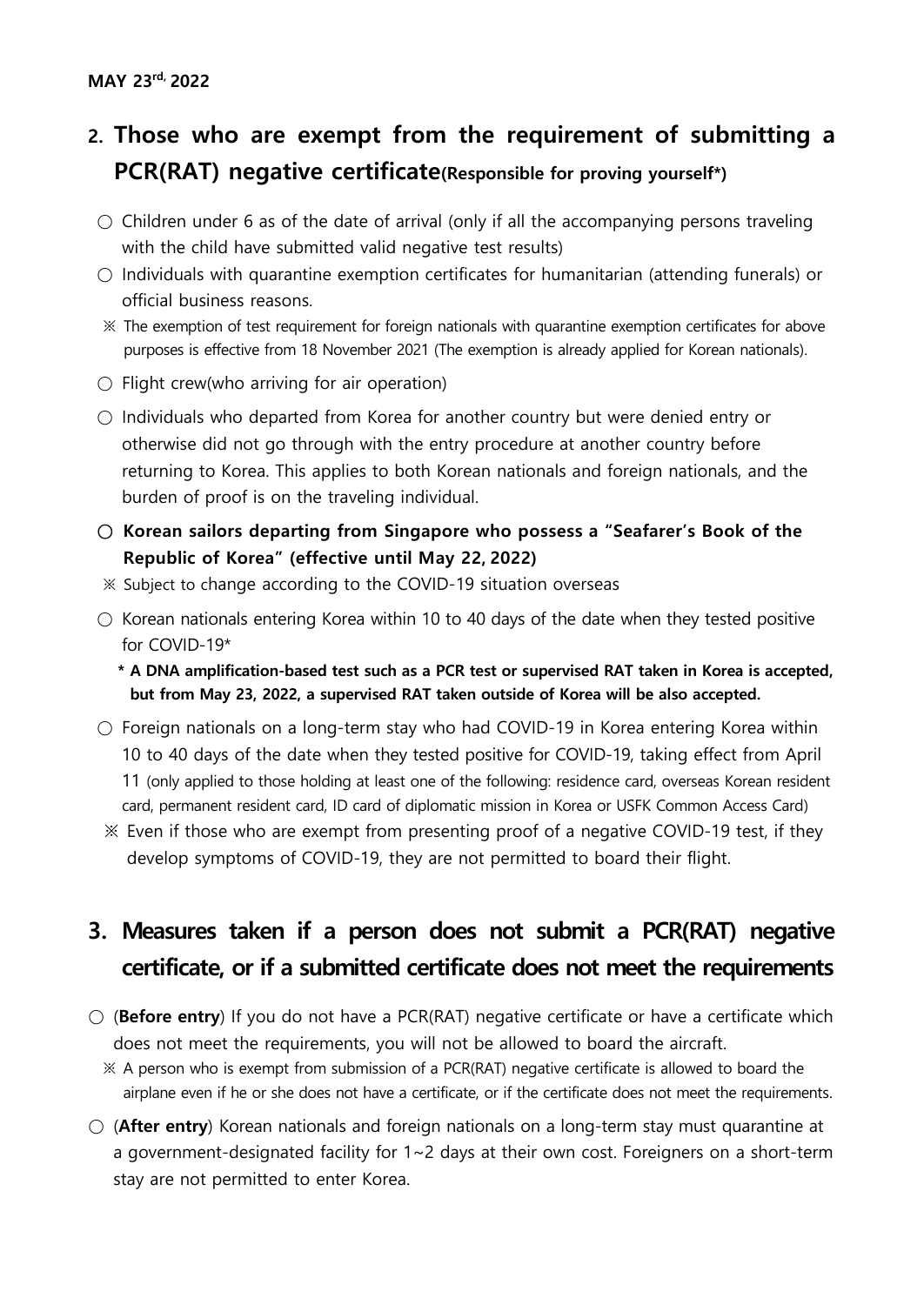**MAY 23rd, 2022**

## 2. Those who are exempt from the requirement of submitting a PCR(RAT) negative certificate(Responsible for proving yourself*)

○ Children under 6 as of the date of arrival (only if all the accompanying persons traveling with the child have submitted valid negative test results)

○ Individuals with quarantine exemption certificates for humanitarian (attending funerals) or official business reasons.

※ The exemption of test requirement for foreign nationals with quarantine exemption certificates for above purposes is effective from 18 November 2021 (The exemption is already applied for Korean nationals).

○ Flight crew(who arriving for air operation)

○ Individuals who departed from Korea for another country but were denied entry or otherwise did not go through with the entry procedure at another country before returning to Korea. This applies to both Korean nationals and foreign nationals, and the burden of proof is on the traveling individual.

○ **Korean sailors departing from Singapore who possess a "Seafarer's Book of the Republic of Korea" (effective until May 22, 2022)**

※ Subject to change according to the COVID-19 situation overseas

○ Korean nationals entering Korea within 10 to 40 days of the date when they tested positive for COVID-19*

**\* A DNA amplification-based test such as a PCR test or supervised RAT taken in Korea is accepted, but from May 23, 2022, a supervised RAT taken outside of Korea will be also accepted.**

○ Foreign nationals on a long-term stay who had COVID-19 in Korea entering Korea within 10 to 40 days of the date when they tested positive for COVID-19, taking effect from April 11 (only applied to those holding at least one of the following: residence card, overseas Korean resident card, permanent resident card, ID card of diplomatic mission in Korea or USFK Common Access Card)

※ Even if those who are exempt from presenting proof of a negative COVID-19 test, if they develop symptoms of COVID-19, they are not permitted to board their flight.

## 3. Measures taken if a person does not submit a PCR(RAT) negative certificate, or if a submitted certificate does not meet the requirements

○ (**Before entry**) If you do not have a PCR(RAT) negative certificate or have a certificate which does not meet the requirements, you will not be allowed to board the aircraft.

※ A person who is exempt from submission of a PCR(RAT) negative certificate is allowed to board the airplane even if he or she does not have a certificate, or if the certificate does not meet the requirements.

○ (**After entry**) Korean nationals and foreign nationals on a long-term stay must quarantine at a government-designated facility for 1~2 days at their own cost. Foreigners on a short-term stay are not permitted to enter Korea.